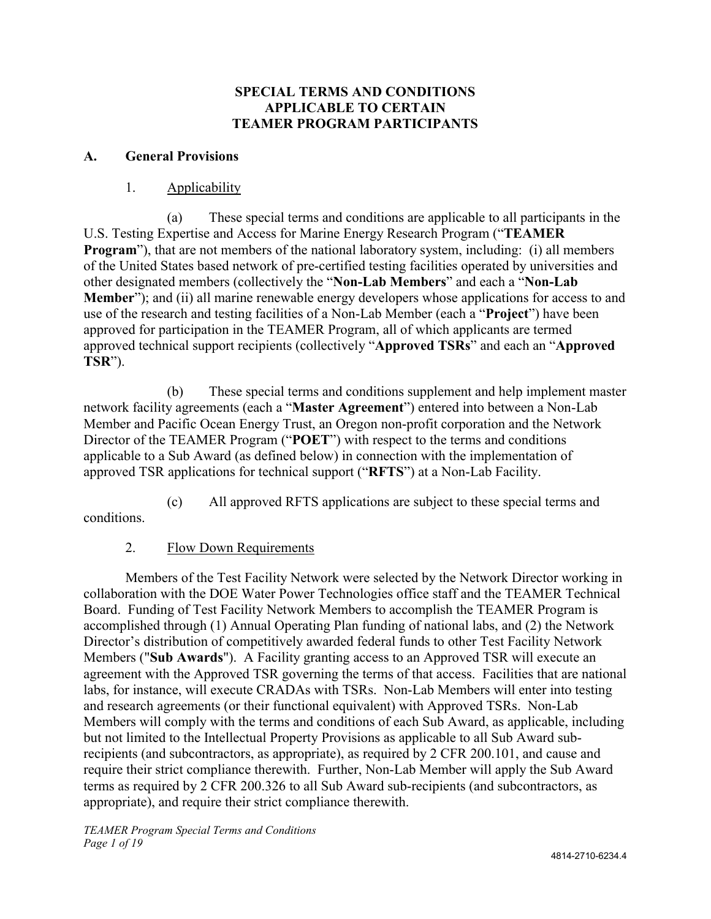# SPECIAL TERMS AND CONDITIONS APPLICABLE TO CERTAIN TEAMER PROGRAM PARTICIPANTS

## A. General Provisions

### 1. Applicability

(a) These special terms and conditions are applicable to all participants in the U.S. Testing Expertise and Access for Marine Energy Research Program ("**TEAMER Program**"), that are not members of the national laboratory system, including: (i) all members of the United States based network of pre-certified testing facilities operated by universities and other designated members (collectively the "**Non-Lab Members**" and each a "**Non-Lab Member**"); and (ii) all marine renewable energy developers whose applications for access to and use of the research and testing facilities of a Non-Lab Member (each a "**Project**") have been approved for participation in the TEAMER Program, all of which applicants are termed approved technical support recipients (collectively "**Approved TSRs**" and each an "**Approved TSR**").

(b) These special terms and conditions supplement and help implement master network facility agreements (each a "**Master Agreement**") entered into between a Non-Lab Member and Pacific Ocean Energy Trust, an Oregon non-profit corporation and the Network Director of the TEAMER Program ("**POET**") with respect to the terms and conditions applicable to a Sub Award (as defined below) in connection with the implementation of approved TSR applications for technical support ("**RFTS**") at a Non-Lab Facility.

(c) All approved RFTS applications are subject to these special terms and conditions.

### 2. Flow Down Requirements

Members of the Test Facility Network were selected by the Network Director working in collaboration with the DOE Water Power Technologies office staff and the TEAMER Technical Board. Funding of Test Facility Network Members to accomplish the TEAMER Program is accomplished through (1) Annual Operating Plan funding of national labs, and (2) the Network Director's distribution of competitively awarded federal funds to other Test Facility Network Members ("**Sub Awards**"). A Facility granting access to an Approved TSR will execute an agreement with the Approved TSR governing the terms of that access. Facilities that are national labs, for instance, will execute CRADAs with TSRs. Non-Lab Members will enter into testing and research agreements (or their functional equivalent) with Approved TSRs. Non-Lab Members will comply with the terms and conditions of each Sub Award, as applicable, including but not limited to the Intellectual Property Provisions as applicable to all Sub Award sub-recipients (and subcontractors, as appropriate), as required by 2 CFR 200.101, and cause and require their strict compliance therewith. Further, Non-Lab Member will apply the Sub Award terms as required by 2 CFR 200.326 to all Sub Award sub-recipients (and subcontractors, as appropriate), and require their strict compliance therewith.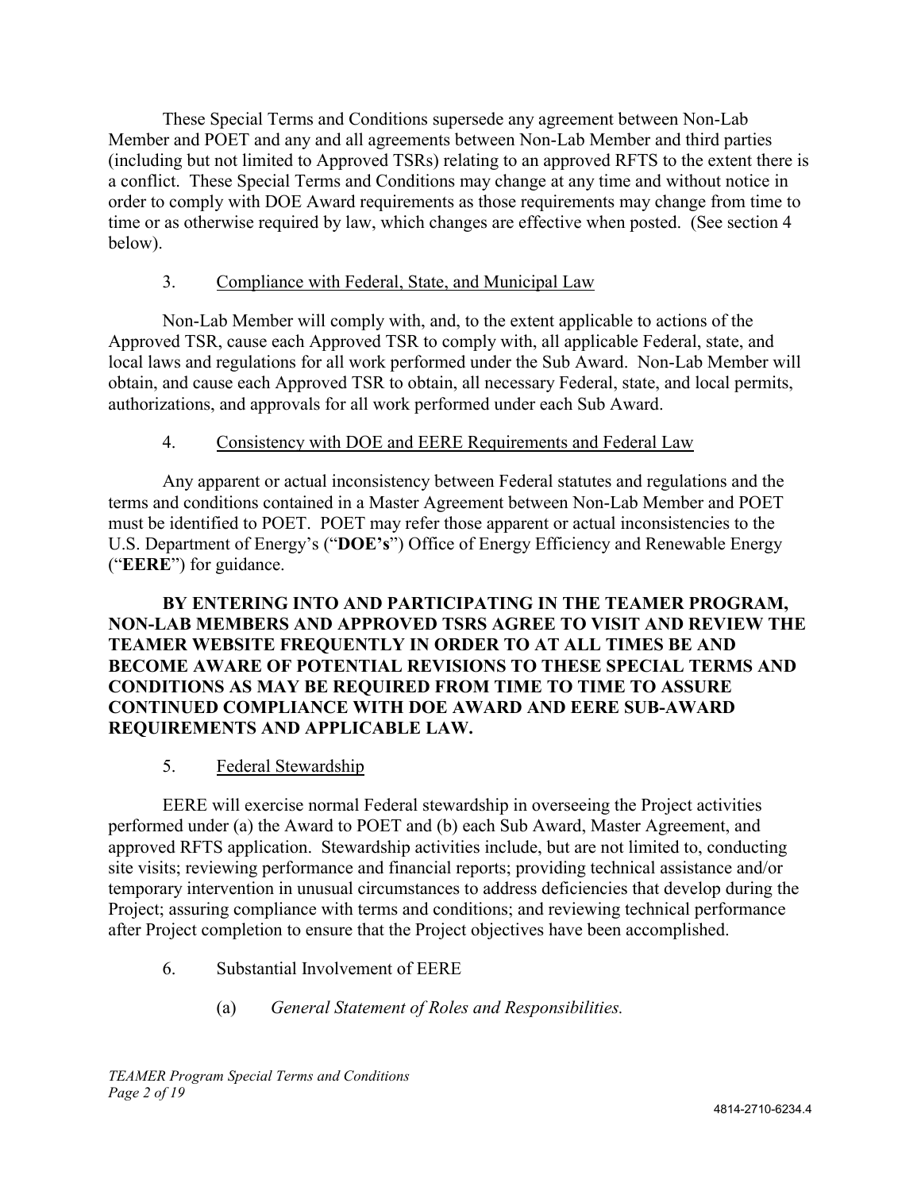These Special Terms and Conditions supersede any agreement between Non-Lab Member and POET and any and all agreements between Non-Lab Member and third parties (including but not limited to Approved TSRs) relating to an approved RFTS to the extent there is a conflict. These Special Terms and Conditions may change at any time and without notice in order to comply with DOE Award requirements as those requirements may change from time to time or as otherwise required by law, which changes are effective when posted. (See section 4 below).

3. Compliance with Federal, State, and Municipal Law

Non-Lab Member will comply with, and, to the extent applicable to actions of the Approved TSR, cause each Approved TSR to comply with, all applicable Federal, state, and local laws and regulations for all work performed under the Sub Award. Non-Lab Member will obtain, and cause each Approved TSR to obtain, all necessary Federal, state, and local permits, authorizations, and approvals for all work performed under each Sub Award.

4. Consistency with DOE and EERE Requirements and Federal Law

Any apparent or actual inconsistency between Federal statutes and regulations and the terms and conditions contained in a Master Agreement between Non-Lab Member and POET must be identified to POET. POET may refer those apparent or actual inconsistencies to the U.S. Department of Energy's ("**DOE's**") Office of Energy Efficiency and Renewable Energy ("**EERE**") for guidance.

**BY ENTERING INTO AND PARTICIPATING IN THE TEAMER PROGRAM, NON-LAB MEMBERS AND APPROVED TSRS AGREE TO VISIT AND REVIEW THE TEAMER WEBSITE FREQUENTLY IN ORDER TO AT ALL TIMES BE AND BECOME AWARE OF POTENTIAL REVISIONS TO THESE SPECIAL TERMS AND CONDITIONS AS MAY BE REQUIRED FROM TIME TO TIME TO ASSURE CONTINUED COMPLIANCE WITH DOE AWARD AND EERE SUB-AWARD REQUIREMENTS AND APPLICABLE LAW.**

5. Federal Stewardship

EERE will exercise normal Federal stewardship in overseeing the Project activities performed under (a) the Award to POET and (b) each Sub Award, Master Agreement, and approved RFTS application. Stewardship activities include, but are not limited to, conducting site visits; reviewing performance and financial reports; providing technical assistance and/or temporary intervention in unusual circumstances to address deficiencies that develop during the Project; assuring compliance with terms and conditions; and reviewing technical performance after Project completion to ensure that the Project objectives have been accomplished.

6. Substantial Involvement of EERE

(a) *General Statement of Roles and Responsibilities.*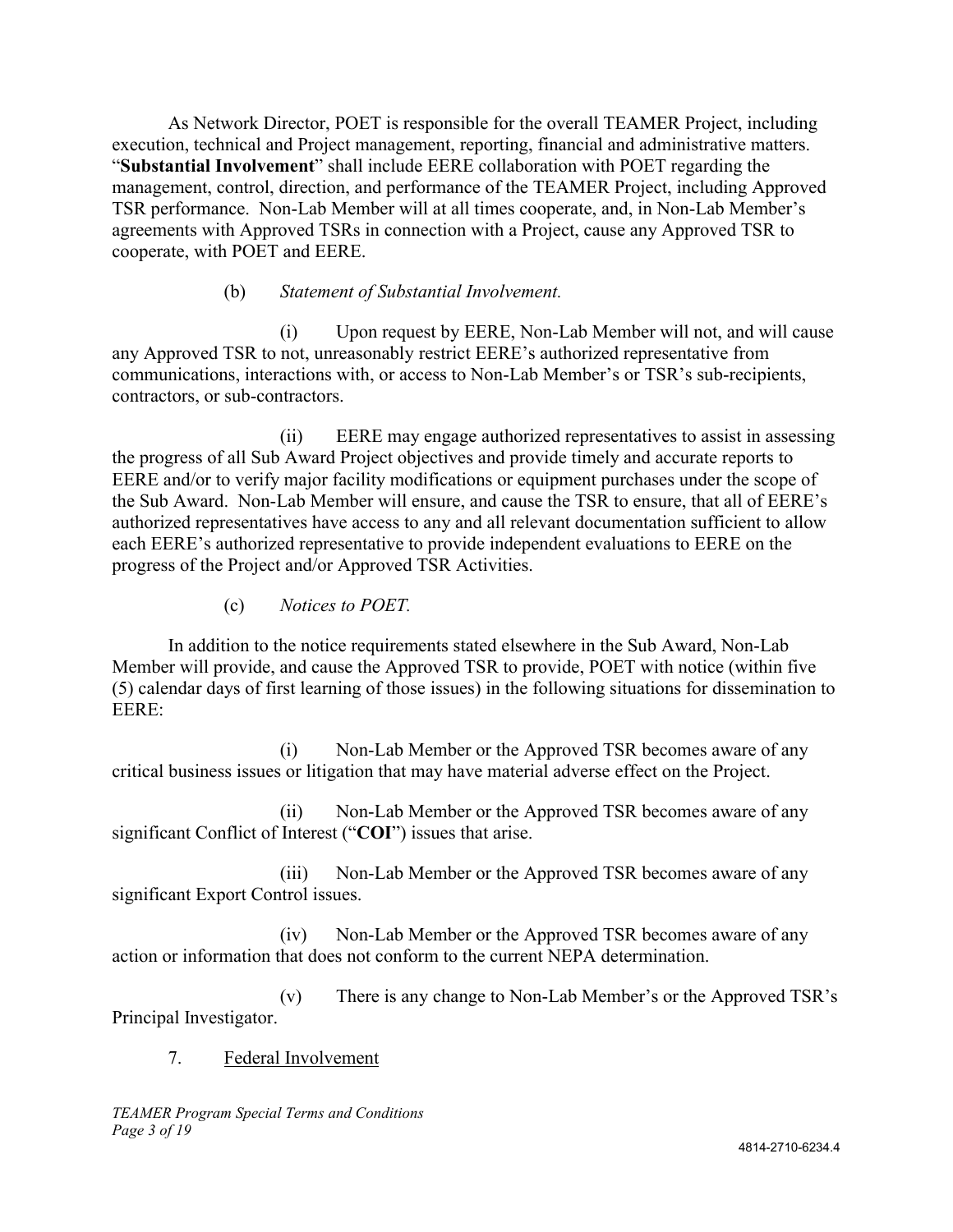As Network Director, POET is responsible for the overall TEAMER Project, including execution, technical and Project management, reporting, financial and administrative matters. "**Substantial Involvement**" shall include EERE collaboration with POET regarding the management, control, direction, and performance of the TEAMER Project, including Approved TSR performance. Non-Lab Member will at all times cooperate, and, in Non-Lab Member's agreements with Approved TSRs in connection with a Project, cause any Approved TSR to cooperate, with POET and EERE.

(b) *Statement of Substantial Involvement.*

(i) Upon request by EERE, Non-Lab Member will not, and will cause any Approved TSR to not, unreasonably restrict EERE's authorized representative from communications, interactions with, or access to Non-Lab Member's or TSR's sub-recipients, contractors, or sub-contractors.

(ii) EERE may engage authorized representatives to assist in assessing the progress of all Sub Award Project objectives and provide timely and accurate reports to EERE and/or to verify major facility modifications or equipment purchases under the scope of the Sub Award. Non-Lab Member will ensure, and cause the TSR to ensure, that all of EERE's authorized representatives have access to any and all relevant documentation sufficient to allow each EERE's authorized representative to provide independent evaluations to EERE on the progress of the Project and/or Approved TSR Activities.

(c) *Notices to POET.*

In addition to the notice requirements stated elsewhere in the Sub Award, Non-Lab Member will provide, and cause the Approved TSR to provide, POET with notice (within five (5) calendar days of first learning of those issues) in the following situations for dissemination to EERE:

(i) Non-Lab Member or the Approved TSR becomes aware of any critical business issues or litigation that may have material adverse effect on the Project.

(ii) Non-Lab Member or the Approved TSR becomes aware of any significant Conflict of Interest ("**COI**") issues that arise.

(iii) Non-Lab Member or the Approved TSR becomes aware of any significant Export Control issues.

(iv) Non-Lab Member or the Approved TSR becomes aware of any action or information that does not conform to the current NEPA determination.

(v) There is any change to Non-Lab Member's or the Approved TSR's Principal Investigator.

7. Federal Involvement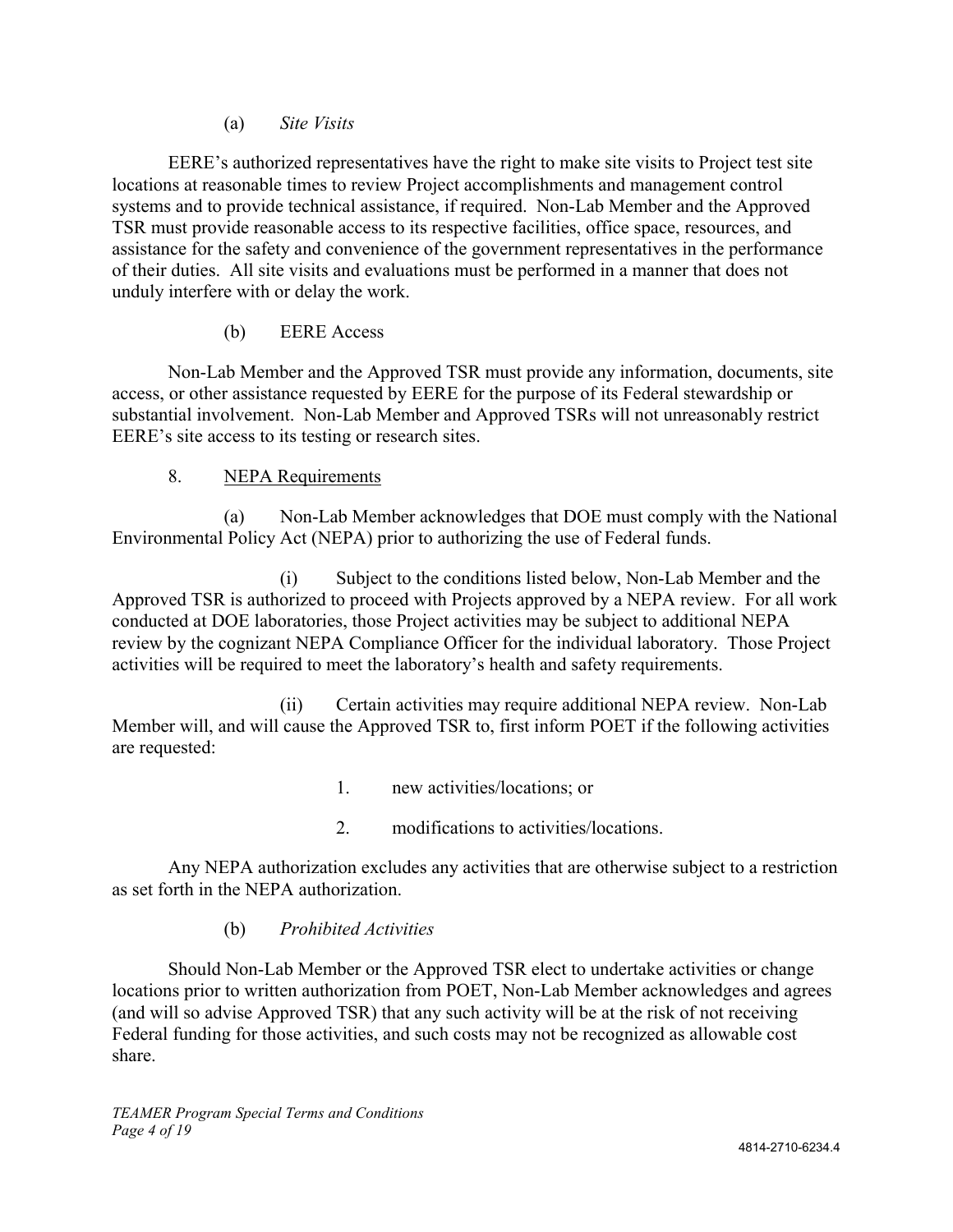(a) *Site Visits*

EERE's authorized representatives have the right to make site visits to Project test site locations at reasonable times to review Project accomplishments and management control systems and to provide technical assistance, if required. Non-Lab Member and the Approved TSR must provide reasonable access to its respective facilities, office space, resources, and assistance for the safety and convenience of the government representatives in the performance of their duties. All site visits and evaluations must be performed in a manner that does not unduly interfere with or delay the work.

(b) EERE Access

Non-Lab Member and the Approved TSR must provide any information, documents, site access, or other assistance requested by EERE for the purpose of its Federal stewardship or substantial involvement. Non-Lab Member and Approved TSRs will not unreasonably restrict EERE's site access to its testing or research sites.

8. <u>NEPA Requirements</u>

(a) Non-Lab Member acknowledges that DOE must comply with the National Environmental Policy Act (NEPA) prior to authorizing the use of Federal funds.

(i) Subject to the conditions listed below, Non-Lab Member and the Approved TSR is authorized to proceed with Projects approved by a NEPA review. For all work conducted at DOE laboratories, those Project activities may be subject to additional NEPA review by the cognizant NEPA Compliance Officer for the individual laboratory. Those Project activities will be required to meet the laboratory's health and safety requirements.

(ii) Certain activities may require additional NEPA review. Non-Lab Member will, and will cause the Approved TSR to, first inform POET if the following activities are requested:

1. new activities/locations; or
2. modifications to activities/locations.

Any NEPA authorization excludes any activities that are otherwise subject to a restriction as set forth in the NEPA authorization.

(b) *Prohibited Activities*

Should Non-Lab Member or the Approved TSR elect to undertake activities or change locations prior to written authorization from POET, Non-Lab Member acknowledges and agrees (and will so advise Approved TSR) that any such activity will be at the risk of not receiving Federal funding for those activities, and such costs may not be recognized as allowable cost share.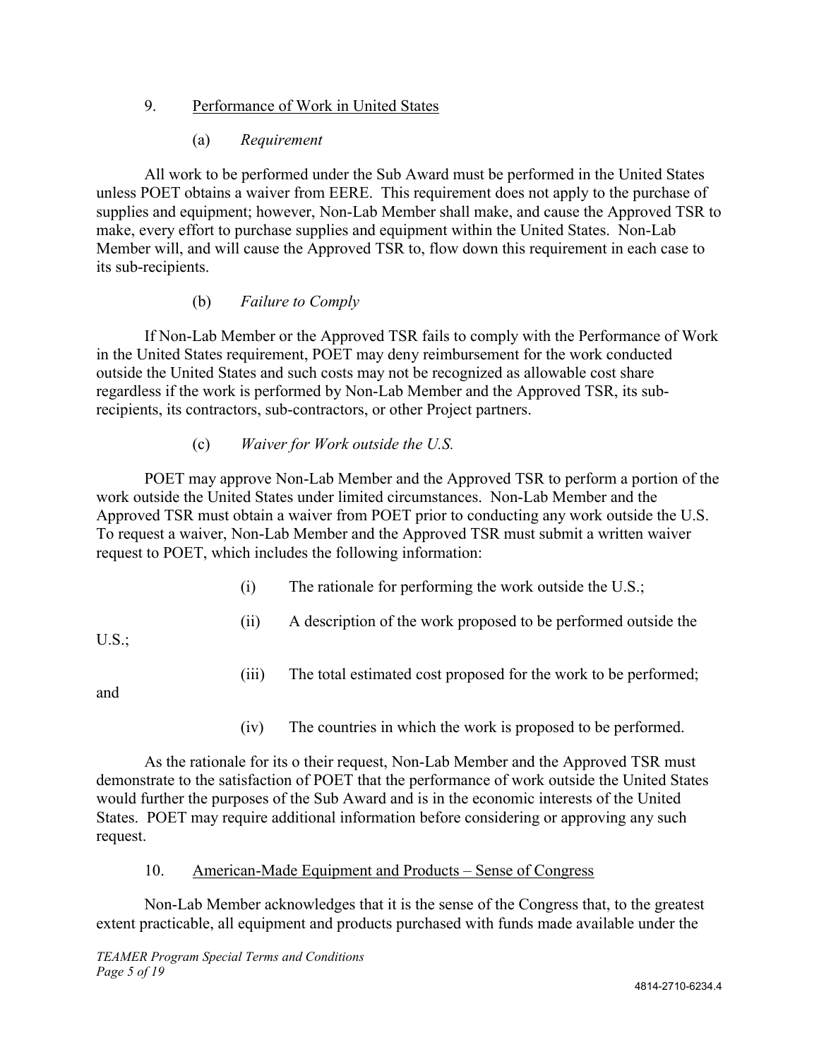9. <u>Performance of Work in United States</u>

(a) *Requirement*

All work to be performed under the Sub Award must be performed in the United States unless POET obtains a waiver from EERE. This requirement does not apply to the purchase of supplies and equipment; however, Non-Lab Member shall make, and cause the Approved TSR to make, every effort to purchase supplies and equipment within the United States. Non-Lab Member will, and will cause the Approved TSR to, flow down this requirement in each case to its sub-recipients.

(b) *Failure to Comply*

If Non-Lab Member or the Approved TSR fails to comply with the Performance of Work in the United States requirement, POET may deny reimbursement for the work conducted outside the United States and such costs may not be recognized as allowable cost share regardless if the work is performed by Non-Lab Member and the Approved TSR, its sub-recipients, its contractors, sub-contractors, or other Project partners.

(c) *Waiver for Work outside the U.S.*

POET may approve Non-Lab Member and the Approved TSR to perform a portion of the work outside the United States under limited circumstances. Non-Lab Member and the Approved TSR must obtain a waiver from POET prior to conducting any work outside the U.S. To request a waiver, Non-Lab Member and the Approved TSR must submit a written waiver request to POET, which includes the following information:

(i) The rationale for performing the work outside the U.S.;

(ii) A description of the work proposed to be performed outside the U.S.;

(iii) The total estimated cost proposed for the work to be performed; and

(iv) The countries in which the work is proposed to be performed.

As the rationale for its o their request, Non-Lab Member and the Approved TSR must demonstrate to the satisfaction of POET that the performance of work outside the United States would further the purposes of the Sub Award and is in the economic interests of the United States. POET may require additional information before considering or approving any such request.

10. <u>American-Made Equipment and Products – Sense of Congress</u>

Non-Lab Member acknowledges that it is the sense of the Congress that, to the greatest extent practicable, all equipment and products purchased with funds made available under the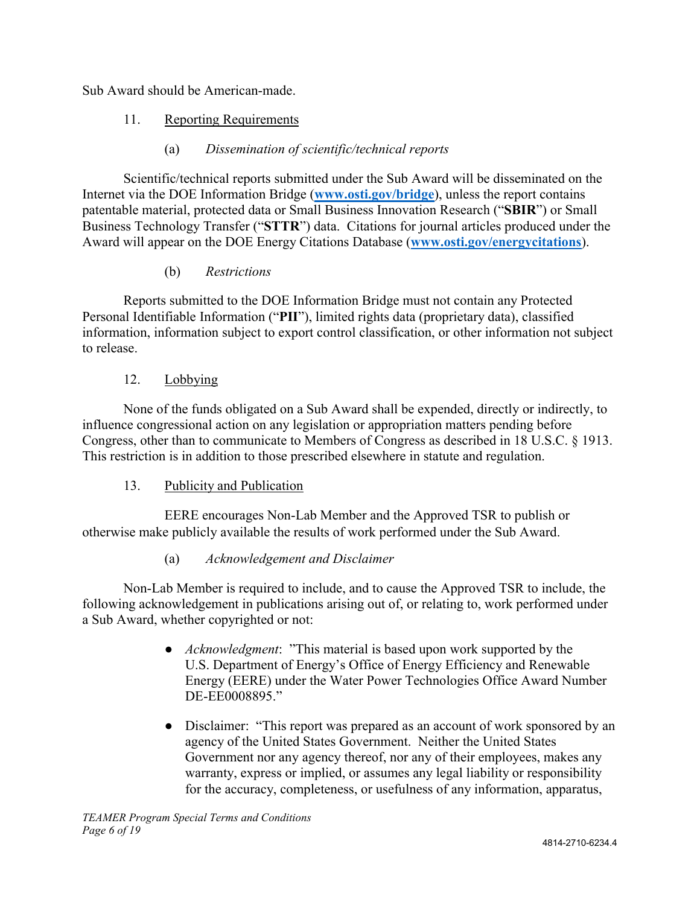Sub Award should be American-made.

11. Reporting Requirements

(a) *Dissemination of scientific/technical reports*

Scientific/technical reports submitted under the Sub Award will be disseminated on the Internet via the DOE Information Bridge (**www.osti.gov/bridge**), unless the report contains patentable material, protected data or Small Business Innovation Research ("**SBIR**") or Small Business Technology Transfer ("**STTR**") data. Citations for journal articles produced under the Award will appear on the DOE Energy Citations Database (**www.osti.gov/energycitations**).

(b) *Restrictions*

Reports submitted to the DOE Information Bridge must not contain any Protected Personal Identifiable Information ("**PII**"), limited rights data (proprietary data), classified information, information subject to export control classification, or other information not subject to release.

12. Lobbying

None of the funds obligated on a Sub Award shall be expended, directly or indirectly, to influence congressional action on any legislation or appropriation matters pending before Congress, other than to communicate to Members of Congress as described in 18 U.S.C. § 1913. This restriction is in addition to those prescribed elsewhere in statute and regulation.

13. Publicity and Publication

EERE encourages Non-Lab Member and the Approved TSR to publish or otherwise make publicly available the results of work performed under the Sub Award.

(a) *Acknowledgement and Disclaimer*

Non-Lab Member is required to include, and to cause the Approved TSR to include, the following acknowledgement in publications arising out of, or relating to, work performed under a Sub Award, whether copyrighted or not:

- *Acknowledgment*: "This material is based upon work supported by the U.S. Department of Energy's Office of Energy Efficiency and Renewable Energy (EERE) under the Water Power Technologies Office Award Number DE-EE0008895."
- Disclaimer: "This report was prepared as an account of work sponsored by an agency of the United States Government. Neither the United States Government nor any agency thereof, nor any of their employees, makes any warranty, express or implied, or assumes any legal liability or responsibility for the accuracy, completeness, or usefulness of any information, apparatus,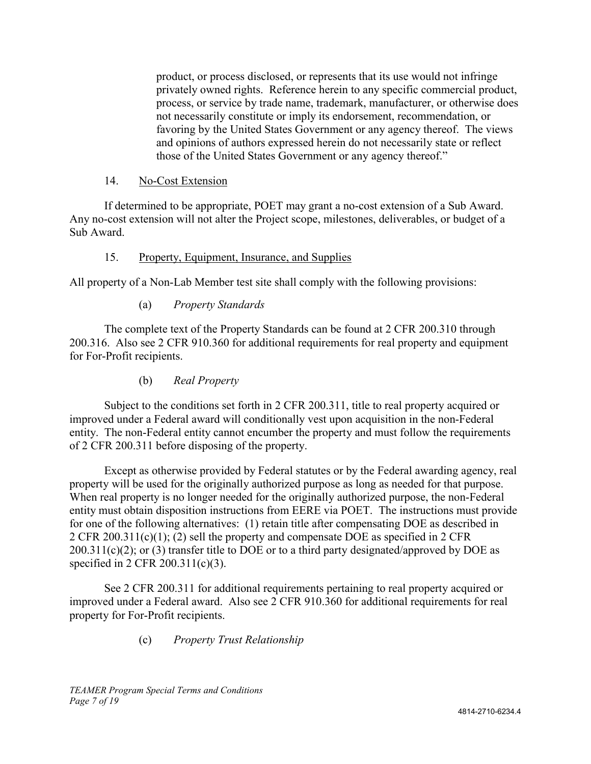product, or process disclosed, or represents that its use would not infringe privately owned rights. Reference herein to any specific commercial product, process, or service by trade name, trademark, manufacturer, or otherwise does not necessarily constitute or imply its endorsement, recommendation, or favoring by the United States Government or any agency thereof. The views and opinions of authors expressed herein do not necessarily state or reflect those of the United States Government or any agency thereof."

14. No-Cost Extension

If determined to be appropriate, POET may grant a no-cost extension of a Sub Award. Any no-cost extension will not alter the Project scope, milestones, deliverables, or budget of a Sub Award.

15. Property, Equipment, Insurance, and Supplies

All property of a Non-Lab Member test site shall comply with the following provisions:

(a) *Property Standards*

The complete text of the Property Standards can be found at 2 CFR 200.310 through 200.316. Also see 2 CFR 910.360 for additional requirements for real property and equipment for For-Profit recipients.

(b) *Real Property*

Subject to the conditions set forth in 2 CFR 200.311, title to real property acquired or improved under a Federal award will conditionally vest upon acquisition in the non-Federal entity. The non-Federal entity cannot encumber the property and must follow the requirements of 2 CFR 200.311 before disposing of the property.

Except as otherwise provided by Federal statutes or by the Federal awarding agency, real property will be used for the originally authorized purpose as long as needed for that purpose. When real property is no longer needed for the originally authorized purpose, the non-Federal entity must obtain disposition instructions from EERE via POET. The instructions must provide for one of the following alternatives: (1) retain title after compensating DOE as described in 2 CFR 200.311(c)(1); (2) sell the property and compensate DOE as specified in 2 CFR 200.311(c)(2); or (3) transfer title to DOE or to a third party designated/approved by DOE as specified in 2 CFR 200.311(c)(3).

See 2 CFR 200.311 for additional requirements pertaining to real property acquired or improved under a Federal award. Also see 2 CFR 910.360 for additional requirements for real property for For-Profit recipients.

(c) *Property Trust Relationship*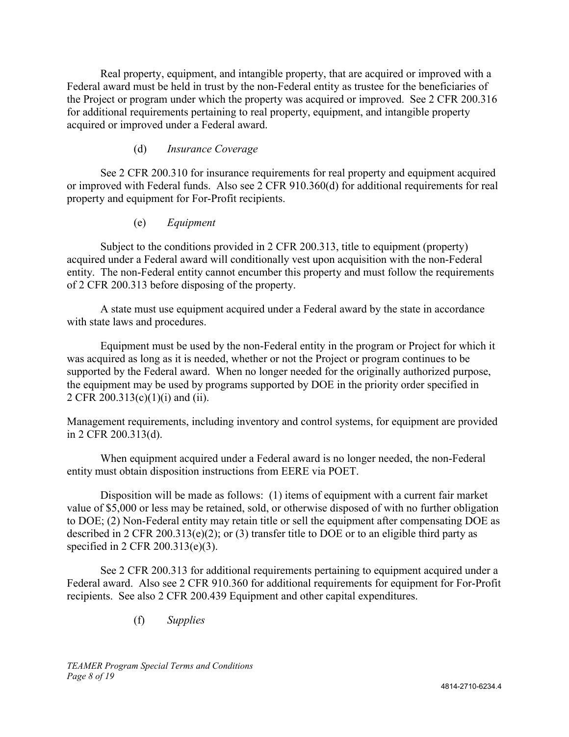Real property, equipment, and intangible property, that are acquired or improved with a Federal award must be held in trust by the non-Federal entity as trustee for the beneficiaries of the Project or program under which the property was acquired or improved. See 2 CFR 200.316 for additional requirements pertaining to real property, equipment, and intangible property acquired or improved under a Federal award.

(d) *Insurance Coverage*

See 2 CFR 200.310 for insurance requirements for real property and equipment acquired or improved with Federal funds. Also see 2 CFR 910.360(d) for additional requirements for real property and equipment for For-Profit recipients.

(e) *Equipment*

Subject to the conditions provided in 2 CFR 200.313, title to equipment (property) acquired under a Federal award will conditionally vest upon acquisition with the non-Federal entity. The non-Federal entity cannot encumber this property and must follow the requirements of 2 CFR 200.313 before disposing of the property.

A state must use equipment acquired under a Federal award by the state in accordance with state laws and procedures.

Equipment must be used by the non-Federal entity in the program or Project for which it was acquired as long as it is needed, whether or not the Project or program continues to be supported by the Federal award. When no longer needed for the originally authorized purpose, the equipment may be used by programs supported by DOE in the priority order specified in 2 CFR 200.313(c)(1)(i) and (ii).

Management requirements, including inventory and control systems, for equipment are provided in 2 CFR 200.313(d).

When equipment acquired under a Federal award is no longer needed, the non-Federal entity must obtain disposition instructions from EERE via POET.

Disposition will be made as follows: (1) items of equipment with a current fair market value of $5,000 or less may be retained, sold, or otherwise disposed of with no further obligation to DOE; (2) Non-Federal entity may retain title or sell the equipment after compensating DOE as described in 2 CFR 200.313(e)(2); or (3) transfer title to DOE or to an eligible third party as specified in 2 CFR 200.313(e)(3).

See 2 CFR 200.313 for additional requirements pertaining to equipment acquired under a Federal award. Also see 2 CFR 910.360 for additional requirements for equipment for For-Profit recipients. See also 2 CFR 200.439 Equipment and other capital expenditures.

(f) *Supplies*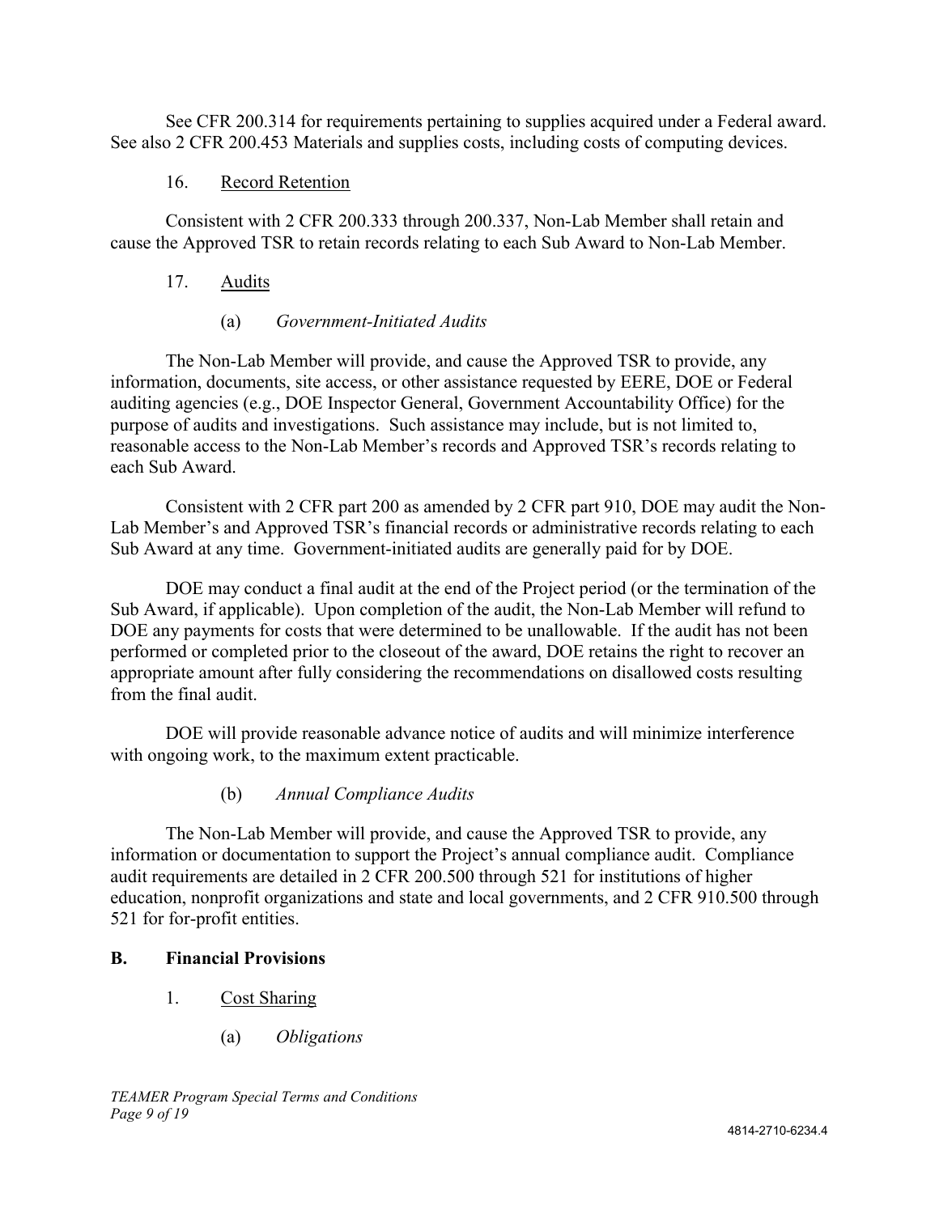See CFR 200.314 for requirements pertaining to supplies acquired under a Federal award. See also 2 CFR 200.453 Materials and supplies costs, including costs of computing devices.

16. <u>Record Retention</u>

Consistent with 2 CFR 200.333 through 200.337, Non-Lab Member shall retain and cause the Approved TSR to retain records relating to each Sub Award to Non-Lab Member.

17. <u>Audits</u>

(a) *Government-Initiated Audits*

The Non-Lab Member will provide, and cause the Approved TSR to provide, any information, documents, site access, or other assistance requested by EERE, DOE or Federal auditing agencies (e.g., DOE Inspector General, Government Accountability Office) for the purpose of audits and investigations. Such assistance may include, but is not limited to, reasonable access to the Non-Lab Member's records and Approved TSR's records relating to each Sub Award.

Consistent with 2 CFR part 200 as amended by 2 CFR part 910, DOE may audit the Non-Lab Member's and Approved TSR's financial records or administrative records relating to each Sub Award at any time. Government-initiated audits are generally paid for by DOE.

DOE may conduct a final audit at the end of the Project period (or the termination of the Sub Award, if applicable). Upon completion of the audit, the Non-Lab Member will refund to DOE any payments for costs that were determined to be unallowable. If the audit has not been performed or completed prior to the closeout of the award, DOE retains the right to recover an appropriate amount after fully considering the recommendations on disallowed costs resulting from the final audit.

DOE will provide reasonable advance notice of audits and will minimize interference with ongoing work, to the maximum extent practicable.

(b) *Annual Compliance Audits*

The Non-Lab Member will provide, and cause the Approved TSR to provide, any information or documentation to support the Project's annual compliance audit. Compliance audit requirements are detailed in 2 CFR 200.500 through 521 for institutions of higher education, nonprofit organizations and state and local governments, and 2 CFR 910.500 through 521 for for-profit entities.

## B. Financial Provisions

1. <u>Cost Sharing</u>

(a) *Obligations*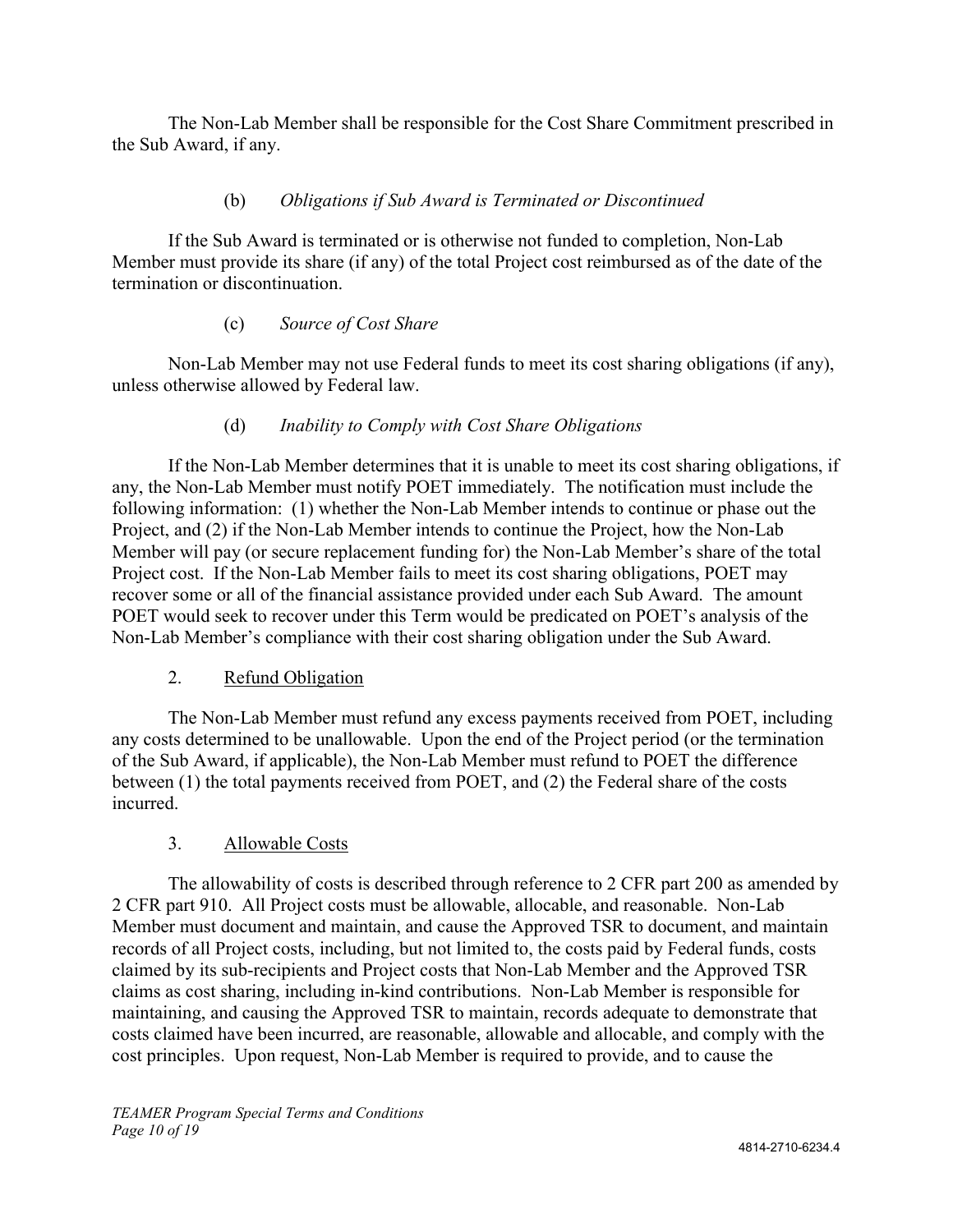The Non-Lab Member shall be responsible for the Cost Share Commitment prescribed in the Sub Award, if any.

(b) *Obligations if Sub Award is Terminated or Discontinued*

If the Sub Award is terminated or is otherwise not funded to completion, Non-Lab Member must provide its share (if any) of the total Project cost reimbursed as of the date of the termination or discontinuation.

(c) *Source of Cost Share*

Non-Lab Member may not use Federal funds to meet its cost sharing obligations (if any), unless otherwise allowed by Federal law.

(d) *Inability to Comply with Cost Share Obligations*

If the Non-Lab Member determines that it is unable to meet its cost sharing obligations, if any, the Non-Lab Member must notify POET immediately. The notification must include the following information: (1) whether the Non-Lab Member intends to continue or phase out the Project, and (2) if the Non-Lab Member intends to continue the Project, how the Non-Lab Member will pay (or secure replacement funding for) the Non-Lab Member's share of the total Project cost. If the Non-Lab Member fails to meet its cost sharing obligations, POET may recover some or all of the financial assistance provided under each Sub Award. The amount POET would seek to recover under this Term would be predicated on POET's analysis of the Non-Lab Member's compliance with their cost sharing obligation under the Sub Award.

2. <u>Refund Obligation</u>

The Non-Lab Member must refund any excess payments received from POET, including any costs determined to be unallowable. Upon the end of the Project period (or the termination of the Sub Award, if applicable), the Non-Lab Member must refund to POET the difference between (1) the total payments received from POET, and (2) the Federal share of the costs incurred.

3. <u>Allowable Costs</u>

The allowability of costs is described through reference to 2 CFR part 200 as amended by 2 CFR part 910. All Project costs must be allowable, allocable, and reasonable. Non-Lab Member must document and maintain, and cause the Approved TSR to document, and maintain records of all Project costs, including, but not limited to, the costs paid by Federal funds, costs claimed by its sub-recipients and Project costs that Non-Lab Member and the Approved TSR claims as cost sharing, including in-kind contributions. Non-Lab Member is responsible for maintaining, and causing the Approved TSR to maintain, records adequate to demonstrate that costs claimed have been incurred, are reasonable, allowable and allocable, and comply with the cost principles. Upon request, Non-Lab Member is required to provide, and to cause the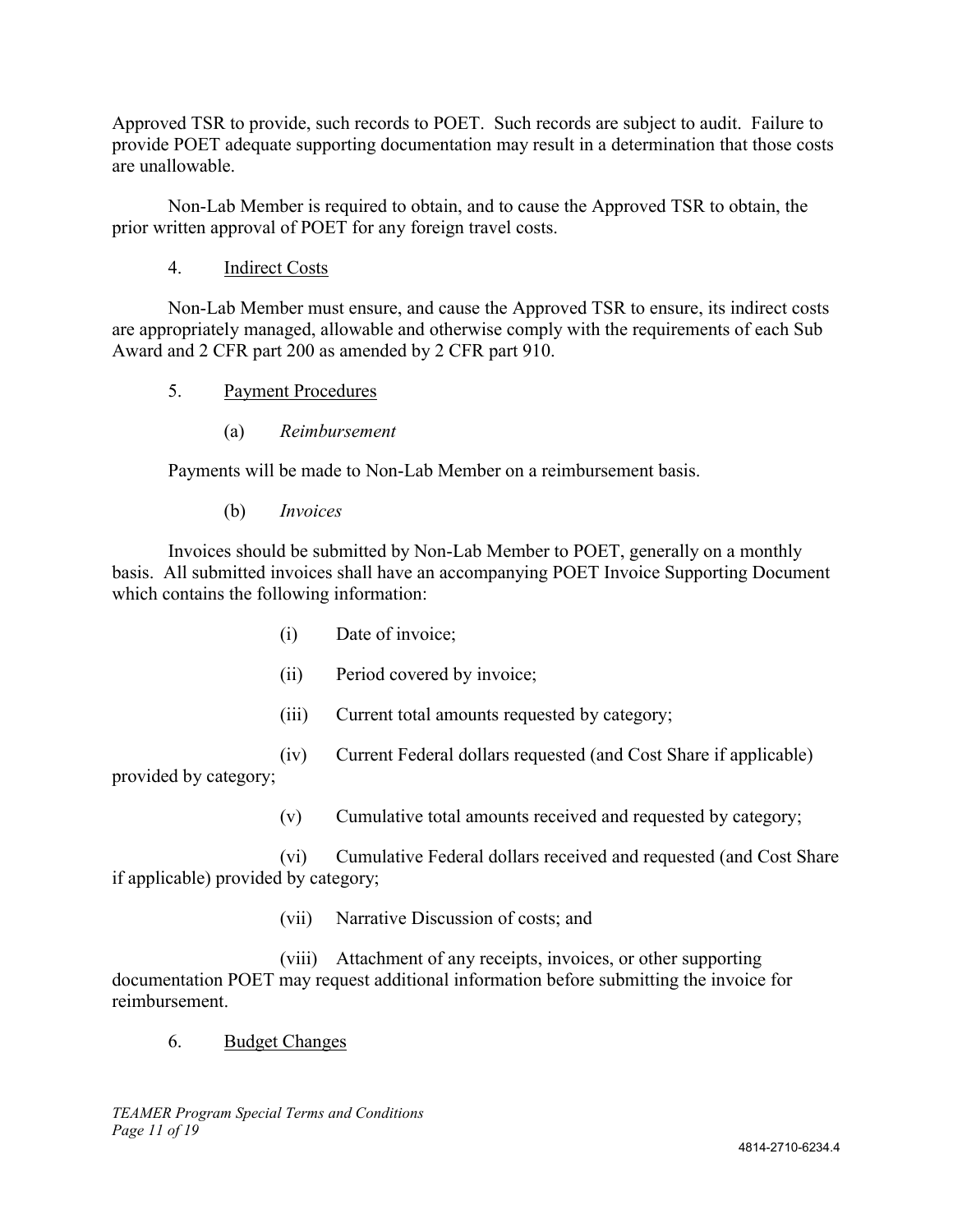Approved TSR to provide, such records to POET. Such records are subject to audit. Failure to provide POET adequate supporting documentation may result in a determination that those costs are unallowable.

Non-Lab Member is required to obtain, and to cause the Approved TSR to obtain, the prior written approval of POET for any foreign travel costs.

4. Indirect Costs

Non-Lab Member must ensure, and cause the Approved TSR to ensure, its indirect costs are appropriately managed, allowable and otherwise comply with the requirements of each Sub Award and 2 CFR part 200 as amended by 2 CFR part 910.

5. Payment Procedures

(a) *Reimbursement*

Payments will be made to Non-Lab Member on a reimbursement basis.

(b) *Invoices*

Invoices should be submitted by Non-Lab Member to POET, generally on a monthly basis. All submitted invoices shall have an accompanying POET Invoice Supporting Document which contains the following information:

(i) Date of invoice;

(ii) Period covered by invoice;

(iii) Current total amounts requested by category;

(iv) Current Federal dollars requested (and Cost Share if applicable) provided by category;

(v) Cumulative total amounts received and requested by category;

(vi) Cumulative Federal dollars received and requested (and Cost Share if applicable) provided by category;

(vii) Narrative Discussion of costs; and

(viii) Attachment of any receipts, invoices, or other supporting documentation POET may request additional information before submitting the invoice for reimbursement.

6. Budget Changes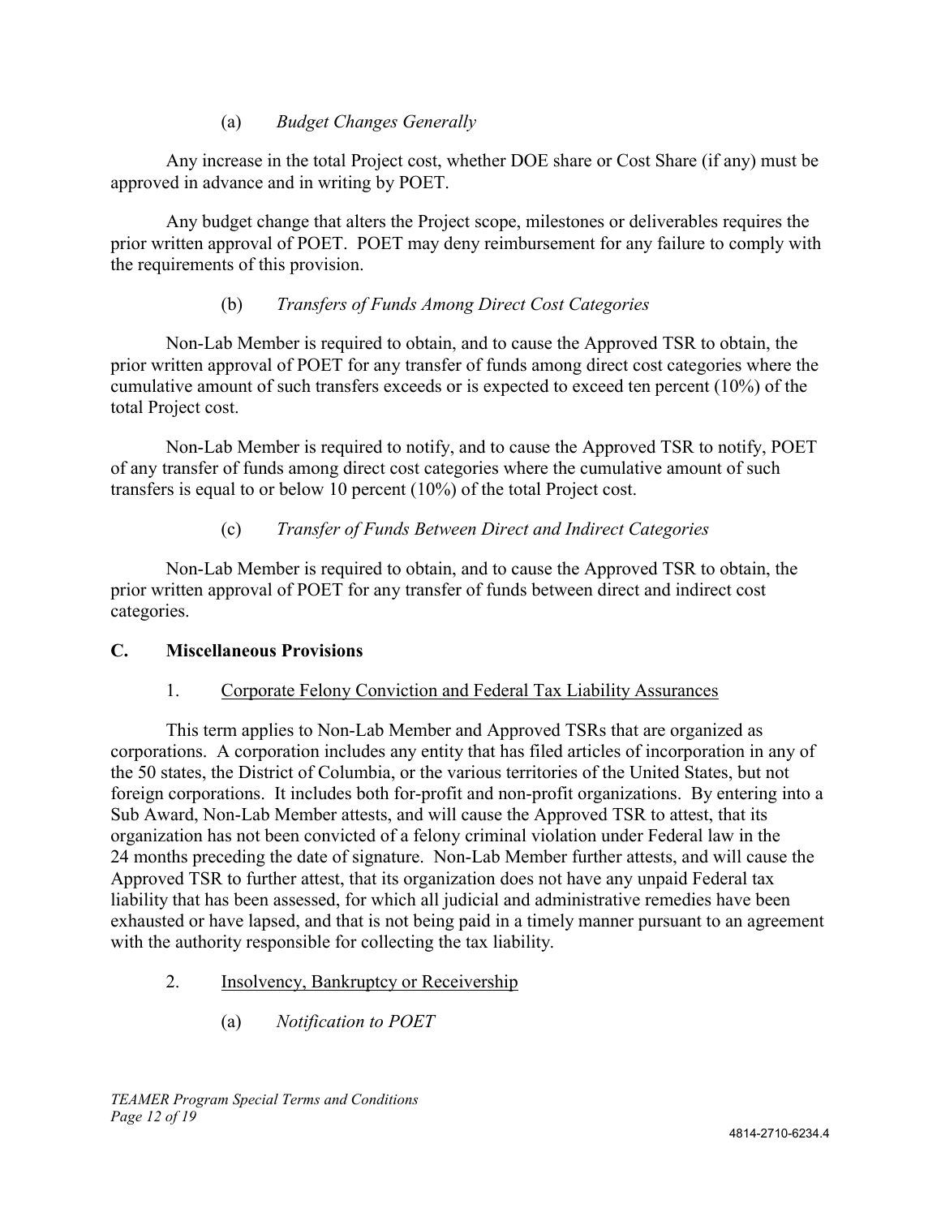(a) *Budget Changes Generally*

Any increase in the total Project cost, whether DOE share or Cost Share (if any) must be approved in advance and in writing by POET.

Any budget change that alters the Project scope, milestones or deliverables requires the prior written approval of POET. POET may deny reimbursement for any failure to comply with the requirements of this provision.

(b) *Transfers of Funds Among Direct Cost Categories*

Non-Lab Member is required to obtain, and to cause the Approved TSR to obtain, the prior written approval of POET for any transfer of funds among direct cost categories where the cumulative amount of such transfers exceeds or is expected to exceed ten percent (10%) of the total Project cost.

Non-Lab Member is required to notify, and to cause the Approved TSR to notify, POET of any transfer of funds among direct cost categories where the cumulative amount of such transfers is equal to or below 10 percent (10%) of the total Project cost.

(c) *Transfer of Funds Between Direct and Indirect Categories*

Non-Lab Member is required to obtain, and to cause the Approved TSR to obtain, the prior written approval of POET for any transfer of funds between direct and indirect cost categories.

## C. Miscellaneous Provisions

1. Corporate Felony Conviction and Federal Tax Liability Assurances

This term applies to Non-Lab Member and Approved TSRs that are organized as corporations. A corporation includes any entity that has filed articles of incorporation in any of the 50 states, the District of Columbia, or the various territories of the United States, but not foreign corporations. It includes both for-profit and non-profit organizations. By entering into a Sub Award, Non-Lab Member attests, and will cause the Approved TSR to attest, that its organization has not been convicted of a felony criminal violation under Federal law in the 24 months preceding the date of signature. Non-Lab Member further attests, and will cause the Approved TSR to further attest, that its organization does not have any unpaid Federal tax liability that has been assessed, for which all judicial and administrative remedies have been exhausted or have lapsed, and that is not being paid in a timely manner pursuant to an agreement with the authority responsible for collecting the tax liability.

2. Insolvency, Bankruptcy or Receivership

(a) *Notification to POET*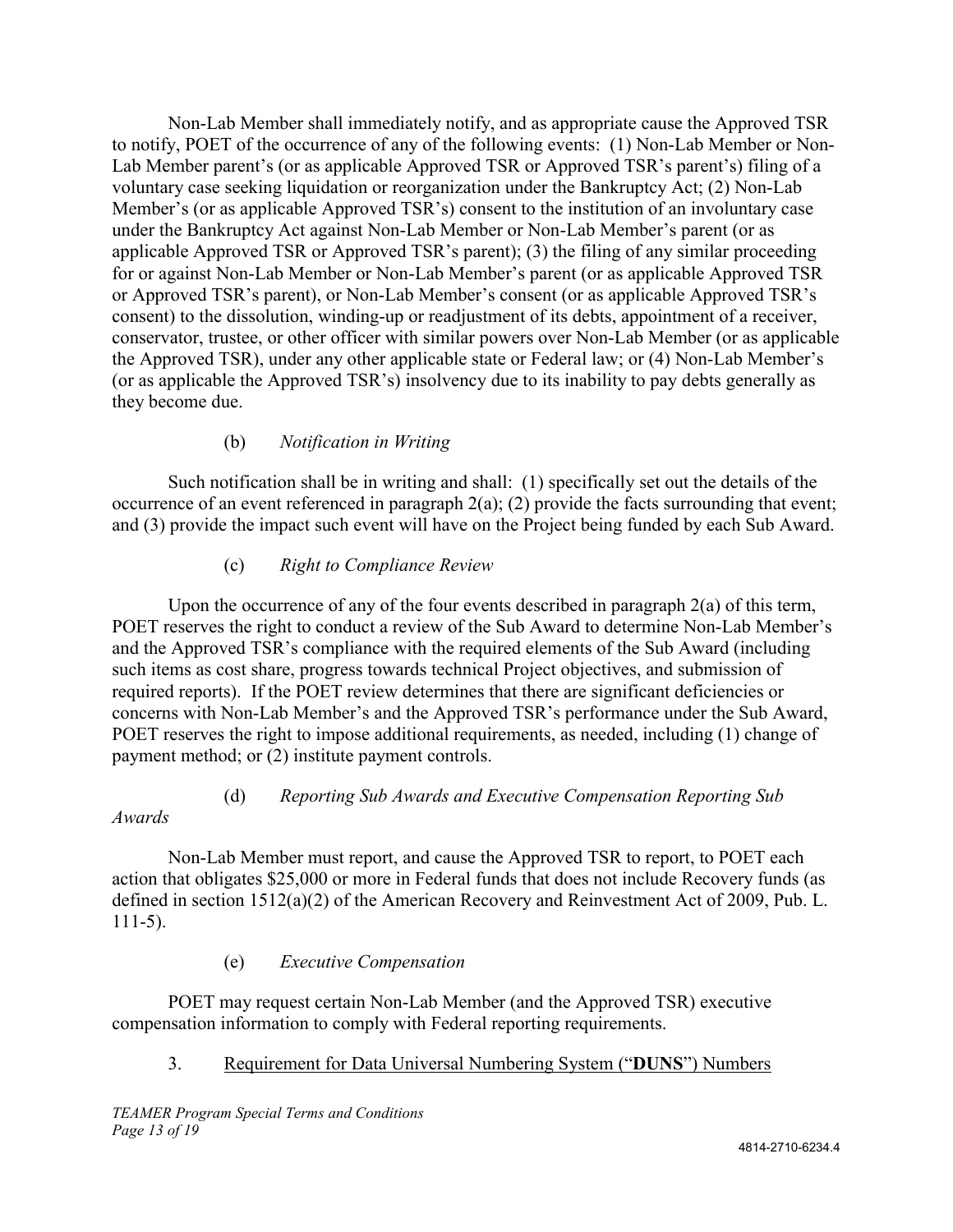Non-Lab Member shall immediately notify, and as appropriate cause the Approved TSR to notify, POET of the occurrence of any of the following events: (1) Non-Lab Member or Non-Lab Member parent's (or as applicable Approved TSR or Approved TSR's parent's) filing of a voluntary case seeking liquidation or reorganization under the Bankruptcy Act; (2) Non-Lab Member's (or as applicable Approved TSR's) consent to the institution of an involuntary case under the Bankruptcy Act against Non-Lab Member or Non-Lab Member's parent (or as applicable Approved TSR or Approved TSR's parent); (3) the filing of any similar proceeding for or against Non-Lab Member or Non-Lab Member's parent (or as applicable Approved TSR or Approved TSR's parent), or Non-Lab Member's consent (or as applicable Approved TSR's consent) to the dissolution, winding-up or readjustment of its debts, appointment of a receiver, conservator, trustee, or other officer with similar powers over Non-Lab Member (or as applicable the Approved TSR), under any other applicable state or Federal law; or (4) Non-Lab Member's (or as applicable the Approved TSR's) insolvency due to its inability to pay debts generally as they become due.

(b) *Notification in Writing*

Such notification shall be in writing and shall: (1) specifically set out the details of the occurrence of an event referenced in paragraph 2(a); (2) provide the facts surrounding that event; and (3) provide the impact such event will have on the Project being funded by each Sub Award.

(c) *Right to Compliance Review*

Upon the occurrence of any of the four events described in paragraph 2(a) of this term, POET reserves the right to conduct a review of the Sub Award to determine Non-Lab Member's and the Approved TSR's compliance with the required elements of the Sub Award (including such items as cost share, progress towards technical Project objectives, and submission of required reports). If the POET review determines that there are significant deficiencies or concerns with Non-Lab Member's and the Approved TSR's performance under the Sub Award, POET reserves the right to impose additional requirements, as needed, including (1) change of payment method; or (2) institute payment controls.

(d) *Reporting Sub Awards and Executive Compensation Reporting Sub Awards*

Non-Lab Member must report, and cause the Approved TSR to report, to POET each action that obligates $25,000 or more in Federal funds that does not include Recovery funds (as defined in section 1512(a)(2) of the American Recovery and Reinvestment Act of 2009, Pub. L. 111-5).

(e) *Executive Compensation*

POET may request certain Non-Lab Member (and the Approved TSR) executive compensation information to comply with Federal reporting requirements.

3. Requirement for Data Universal Numbering System ("**DUNS**") Numbers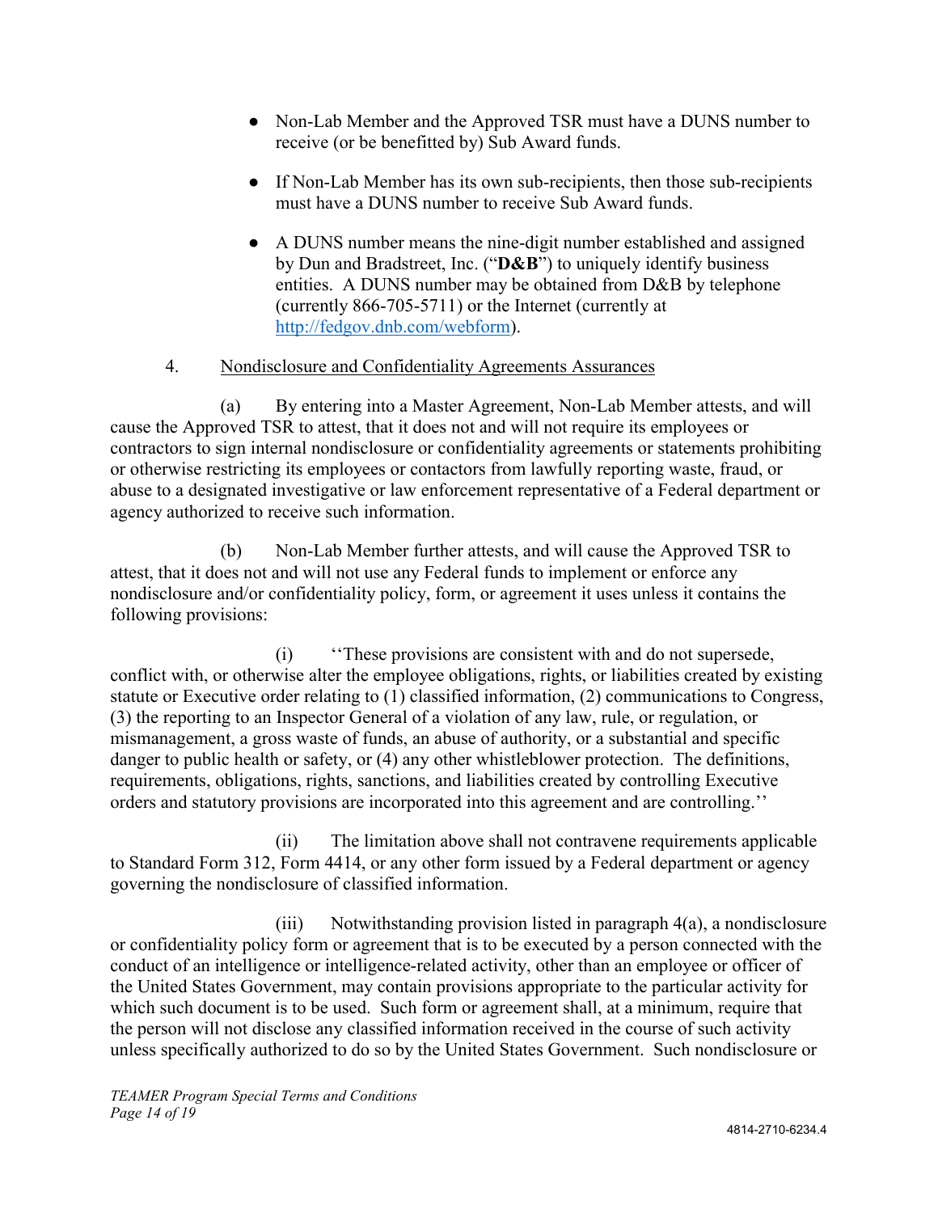- Non-Lab Member and the Approved TSR must have a DUNS number to receive (or be benefitted by) Sub Award funds.

- If Non-Lab Member has its own sub-recipients, then those sub-recipients must have a DUNS number to receive Sub Award funds.

- A DUNS number means the nine-digit number established and assigned by Dun and Bradstreet, Inc. ("**D&B**") to uniquely identify business entities. A DUNS number may be obtained from D&B by telephone (currently 866-705-5711) or the Internet (currently at [http://fedgov.dnb.com/webform](http://fedgov.dnb.com/webform)).

4. Nondisclosure and Confidentiality Agreements Assurances

(a) By entering into a Master Agreement, Non-Lab Member attests, and will cause the Approved TSR to attest, that it does not and will not require its employees or contractors to sign internal nondisclosure or confidentiality agreements or statements prohibiting or otherwise restricting its employees or contactors from lawfully reporting waste, fraud, or abuse to a designated investigative or law enforcement representative of a Federal department or agency authorized to receive such information.

(b) Non-Lab Member further attests, and will cause the Approved TSR to attest, that it does not and will not use any Federal funds to implement or enforce any nondisclosure and/or confidentiality policy, form, or agreement it uses unless it contains the following provisions:

(i) ''These provisions are consistent with and do not supersede, conflict with, or otherwise alter the employee obligations, rights, or liabilities created by existing statute or Executive order relating to (1) classified information, (2) communications to Congress, (3) the reporting to an Inspector General of a violation of any law, rule, or regulation, or mismanagement, a gross waste of funds, an abuse of authority, or a substantial and specific danger to public health or safety, or (4) any other whistleblower protection. The definitions, requirements, obligations, rights, sanctions, and liabilities created by controlling Executive orders and statutory provisions are incorporated into this agreement and are controlling.''

(ii) The limitation above shall not contravene requirements applicable to Standard Form 312, Form 4414, or any other form issued by a Federal department or agency governing the nondisclosure of classified information.

(iii) Notwithstanding provision listed in paragraph 4(a), a nondisclosure or confidentiality policy form or agreement that is to be executed by a person connected with the conduct of an intelligence or intelligence-related activity, other than an employee or officer of the United States Government, may contain provisions appropriate to the particular activity for which such document is to be used. Such form or agreement shall, at a minimum, require that the person will not disclose any classified information received in the course of such activity unless specifically authorized to do so by the United States Government. Such nondisclosure or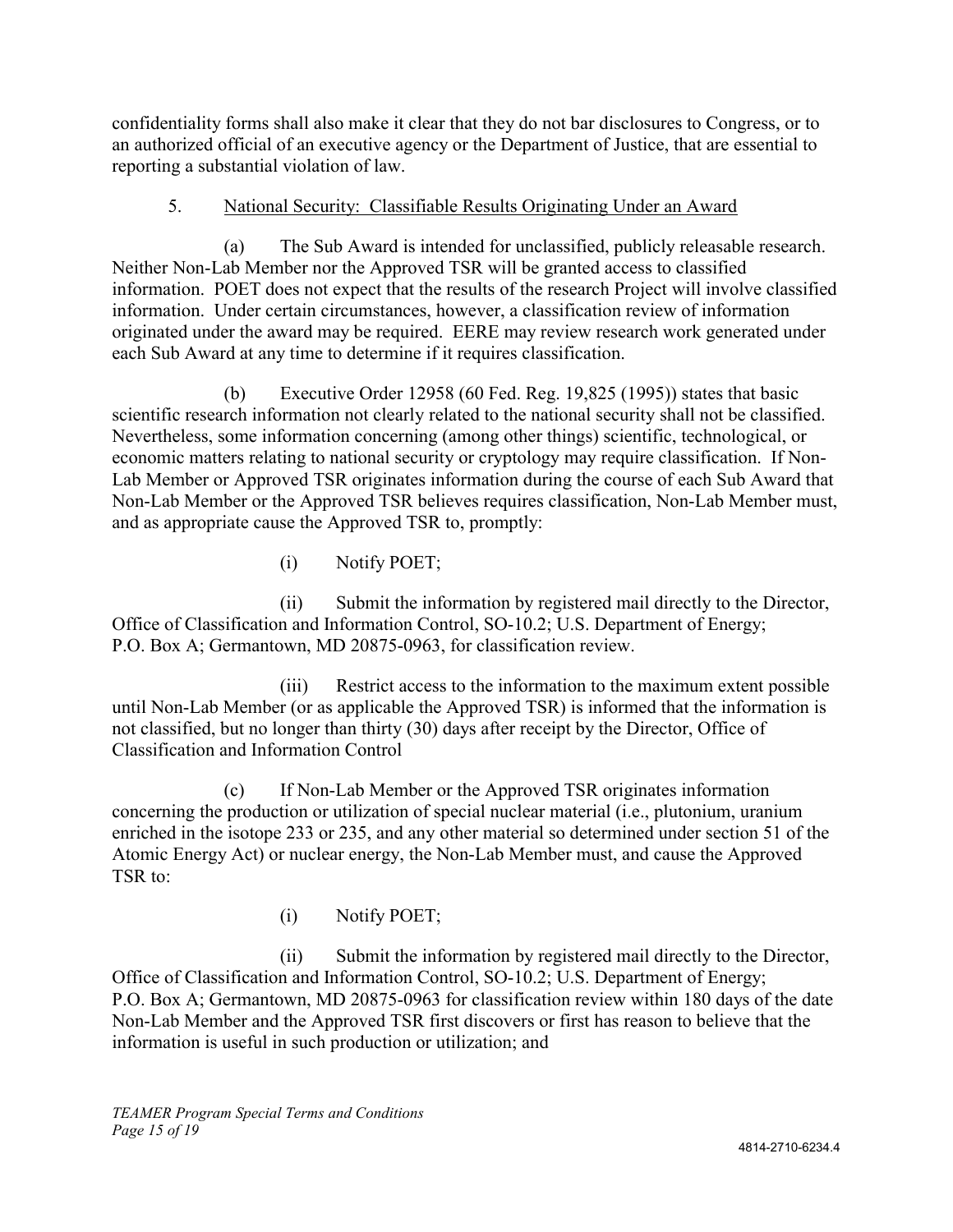confidentiality forms shall also make it clear that they do not bar disclosures to Congress, or to an authorized official of an executive agency or the Department of Justice, that are essential to reporting a substantial violation of law.

5. National Security: Classifiable Results Originating Under an Award

(a) The Sub Award is intended for unclassified, publicly releasable research. Neither Non-Lab Member nor the Approved TSR will be granted access to classified information. POET does not expect that the results of the research Project will involve classified information. Under certain circumstances, however, a classification review of information originated under the award may be required. EERE may review research work generated under each Sub Award at any time to determine if it requires classification.

(b) Executive Order 12958 (60 Fed. Reg. 19,825 (1995)) states that basic scientific research information not clearly related to the national security shall not be classified. Nevertheless, some information concerning (among other things) scientific, technological, or economic matters relating to national security or cryptology may require classification. If Non-Lab Member or Approved TSR originates information during the course of each Sub Award that Non-Lab Member or the Approved TSR believes requires classification, Non-Lab Member must, and as appropriate cause the Approved TSR to, promptly:

(i) Notify POET;

(ii) Submit the information by registered mail directly to the Director, Office of Classification and Information Control, SO-10.2; U.S. Department of Energy; P.O. Box A; Germantown, MD 20875-0963, for classification review.

(iii) Restrict access to the information to the maximum extent possible until Non-Lab Member (or as applicable the Approved TSR) is informed that the information is not classified, but no longer than thirty (30) days after receipt by the Director, Office of Classification and Information Control

(c) If Non-Lab Member or the Approved TSR originates information concerning the production or utilization of special nuclear material (i.e., plutonium, uranium enriched in the isotope 233 or 235, and any other material so determined under section 51 of the Atomic Energy Act) or nuclear energy, the Non-Lab Member must, and cause the Approved TSR to:

(i) Notify POET;

(ii) Submit the information by registered mail directly to the Director, Office of Classification and Information Control, SO-10.2; U.S. Department of Energy; P.O. Box A; Germantown, MD 20875-0963 for classification review within 180 days of the date Non-Lab Member and the Approved TSR first discovers or first has reason to believe that the information is useful in such production or utilization; and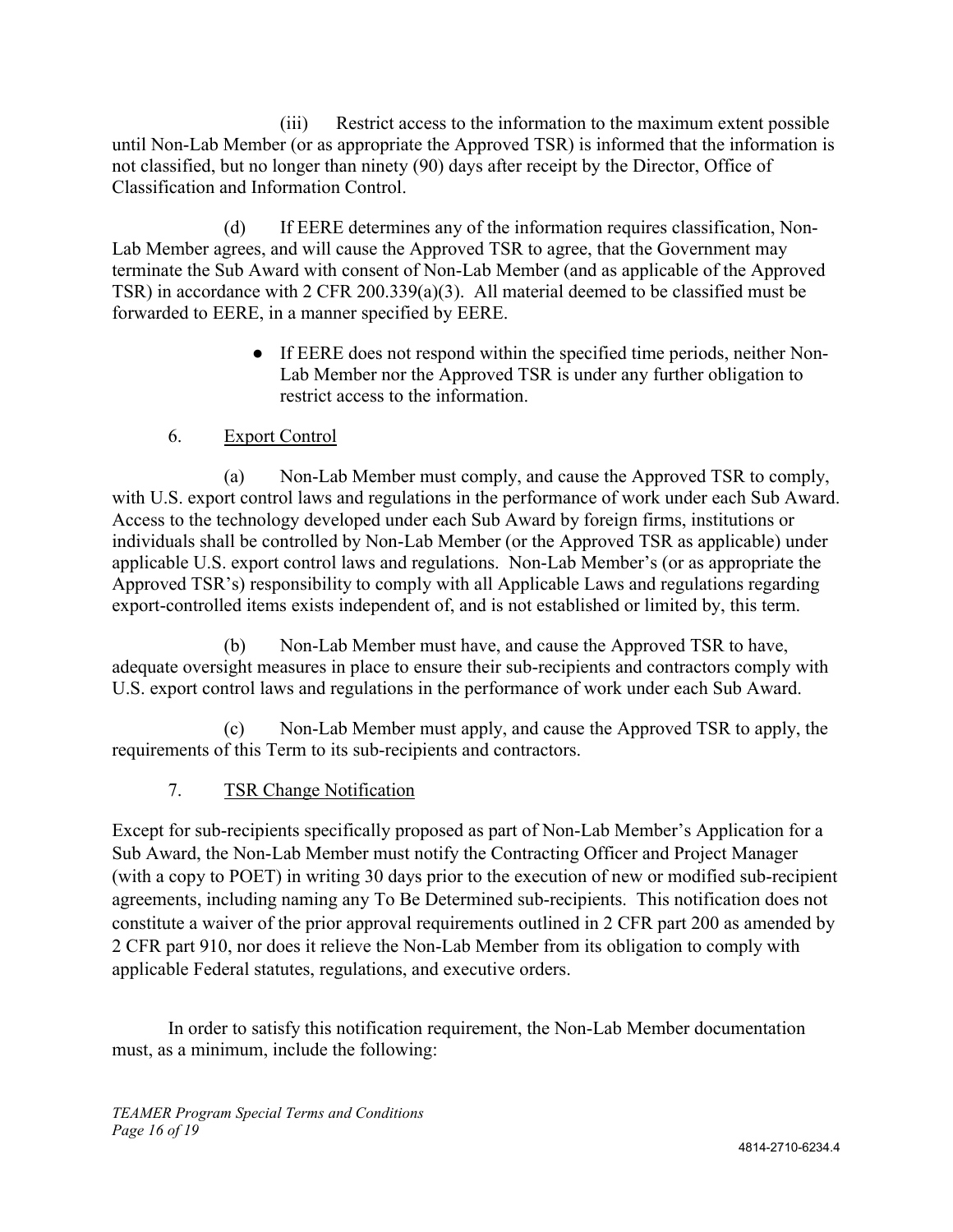(iii) Restrict access to the information to the maximum extent possible until Non-Lab Member (or as appropriate the Approved TSR) is informed that the information is not classified, but no longer than ninety (90) days after receipt by the Director, Office of Classification and Information Control.

(d) If EERE determines any of the information requires classification, Non-Lab Member agrees, and will cause the Approved TSR to agree, that the Government may terminate the Sub Award with consent of Non-Lab Member (and as applicable of the Approved TSR) in accordance with 2 CFR 200.339(a)(3). All material deemed to be classified must be forwarded to EERE, in a manner specified by EERE.

- If EERE does not respond within the specified time periods, neither Non-Lab Member nor the Approved TSR is under any further obligation to restrict access to the information.

6. <u>Export Control</u>

(a) Non-Lab Member must comply, and cause the Approved TSR to comply, with U.S. export control laws and regulations in the performance of work under each Sub Award. Access to the technology developed under each Sub Award by foreign firms, institutions or individuals shall be controlled by Non-Lab Member (or the Approved TSR as applicable) under applicable U.S. export control laws and regulations. Non-Lab Member's (or as appropriate the Approved TSR's) responsibility to comply with all Applicable Laws and regulations regarding export-controlled items exists independent of, and is not established or limited by, this term.

(b) Non-Lab Member must have, and cause the Approved TSR to have, adequate oversight measures in place to ensure their sub-recipients and contractors comply with U.S. export control laws and regulations in the performance of work under each Sub Award.

(c) Non-Lab Member must apply, and cause the Approved TSR to apply, the requirements of this Term to its sub-recipients and contractors.

7. <u>TSR Change Notification</u>

Except for sub-recipients specifically proposed as part of Non-Lab Member's Application for a Sub Award, the Non-Lab Member must notify the Contracting Officer and Project Manager (with a copy to POET) in writing 30 days prior to the execution of new or modified sub-recipient agreements, including naming any To Be Determined sub-recipients. This notification does not constitute a waiver of the prior approval requirements outlined in 2 CFR part 200 as amended by 2 CFR part 910, nor does it relieve the Non-Lab Member from its obligation to comply with applicable Federal statutes, regulations, and executive orders.

In order to satisfy this notification requirement, the Non-Lab Member documentation must, as a minimum, include the following: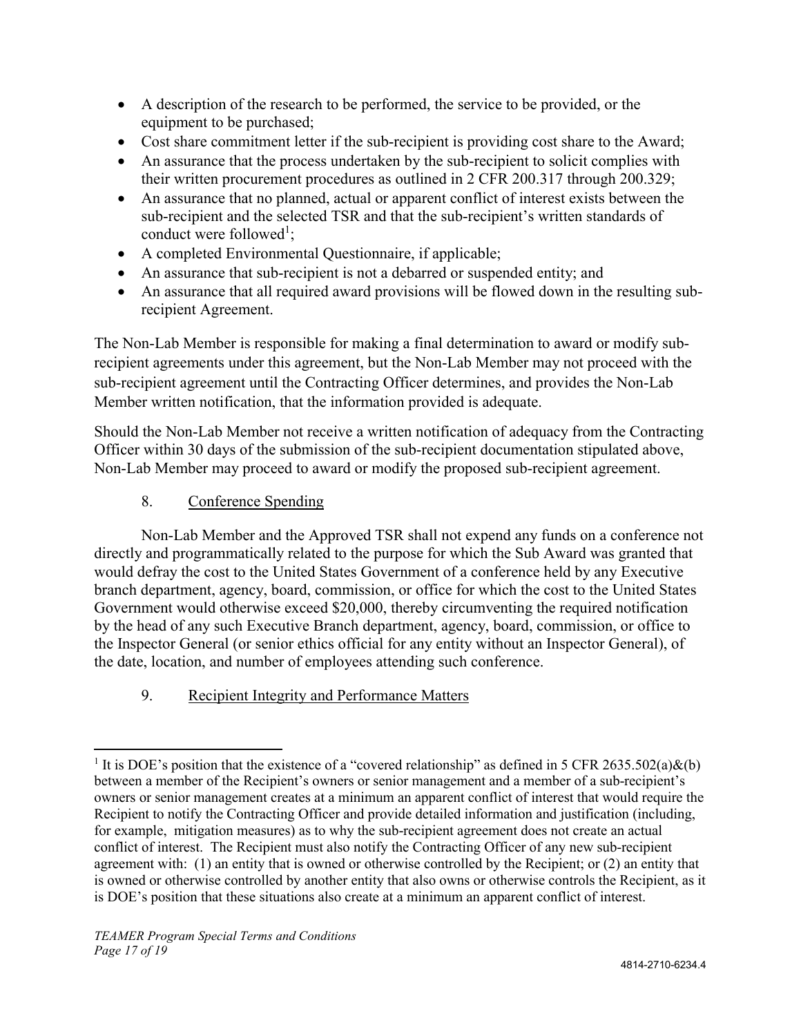- A description of the research to be performed, the service to be provided, or the equipment to be purchased;
- Cost share commitment letter if the sub-recipient is providing cost share to the Award;
- An assurance that the process undertaken by the sub-recipient to solicit complies with their written procurement procedures as outlined in 2 CFR 200.317 through 200.329;
- An assurance that no planned, actual or apparent conflict of interest exists between the sub-recipient and the selected TSR and that the sub-recipient's written standards of conduct were followed[1];
- A completed Environmental Questionnaire, if applicable;
- An assurance that sub-recipient is not a debarred or suspended entity; and
- An assurance that all required award provisions will be flowed down in the resulting sub-recipient Agreement.

The Non-Lab Member is responsible for making a final determination to award or modify sub-recipient agreements under this agreement, but the Non-Lab Member may not proceed with the sub-recipient agreement until the Contracting Officer determines, and provides the Non-Lab Member written notification, that the information provided is adequate.

Should the Non-Lab Member not receive a written notification of adequacy from the Contracting Officer within 30 days of the submission of the sub-recipient documentation stipulated above, Non-Lab Member may proceed to award or modify the proposed sub-recipient agreement.

8. <u>Conference Spending</u>

Non-Lab Member and the Approved TSR shall not expend any funds on a conference not directly and programmatically related to the purpose for which the Sub Award was granted that would defray the cost to the United States Government of a conference held by any Executive branch department, agency, board, commission, or office for which the cost to the United States Government would otherwise exceed $20,000, thereby circumventing the required notification by the head of any such Executive Branch department, agency, board, commission, or office to the Inspector General (or senior ethics official for any entity without an Inspector General), of the date, location, and number of employees attending such conference.

9. <u>Recipient Integrity and Performance Matters</u>

---

[1] It is DOE's position that the existence of a "covered relationship" as defined in 5 CFR 2635.502(a)&(b) between a member of the Recipient's owners or senior management and a member of a sub-recipient's owners or senior management creates at a minimum an apparent conflict of interest that would require the Recipient to notify the Contracting Officer and provide detailed information and justification (including, for example, mitigation measures) as to why the sub-recipient agreement does not create an actual conflict of interest. The Recipient must also notify the Contracting Officer of any new sub-recipient agreement with: (1) an entity that is owned or otherwise controlled by the Recipient; or (2) an entity that is owned or otherwise controlled by another entity that also owns or otherwise controls the Recipient, as it is DOE's position that these situations also create at a minimum an apparent conflict of interest.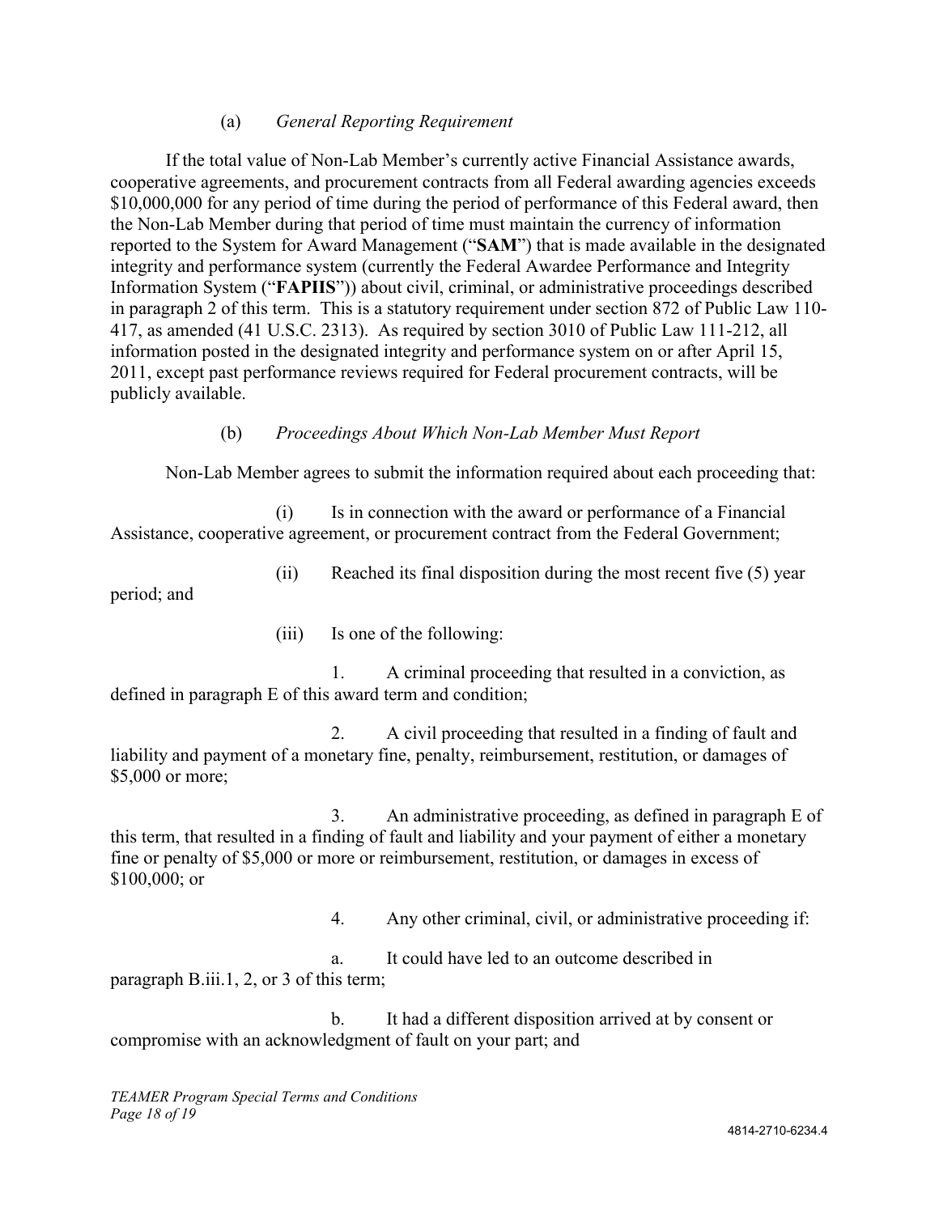(a) *General Reporting Requirement*

If the total value of Non-Lab Member's currently active Financial Assistance awards, cooperative agreements, and procurement contracts from all Federal awarding agencies exceeds $10,000,000 for any period of time during the period of performance of this Federal award, then the Non-Lab Member during that period of time must maintain the currency of information reported to the System for Award Management ("**SAM**") that is made available in the designated integrity and performance system (currently the Federal Awardee Performance and Integrity Information System ("**FAPIIS**")) about civil, criminal, or administrative proceedings described in paragraph 2 of this term. This is a statutory requirement under section 872 of Public Law 110-417, as amended (41 U.S.C. 2313). As required by section 3010 of Public Law 111-212, all information posted in the designated integrity and performance system on or after April 15, 2011, except past performance reviews required for Federal procurement contracts, will be publicly available.

(b) *Proceedings About Which Non-Lab Member Must Report*

Non-Lab Member agrees to submit the information required about each proceeding that:

(i) Is in connection with the award or performance of a Financial Assistance, cooperative agreement, or procurement contract from the Federal Government;

(ii) Reached its final disposition during the most recent five (5) year period; and

(iii) Is one of the following:

1. A criminal proceeding that resulted in a conviction, as defined in paragraph E of this award term and condition;

2. A civil proceeding that resulted in a finding of fault and liability and payment of a monetary fine, penalty, reimbursement, restitution, or damages of $5,000 or more;

3. An administrative proceeding, as defined in paragraph E of this term, that resulted in a finding of fault and liability and your payment of either a monetary fine or penalty of $5,000 or more or reimbursement, restitution, or damages in excess of $100,000; or

4. Any other criminal, civil, or administrative proceeding if:

a. It could have led to an outcome described in paragraph B.iii.1, 2, or 3 of this term;

b. It had a different disposition arrived at by consent or compromise with an acknowledgment of fault on your part; and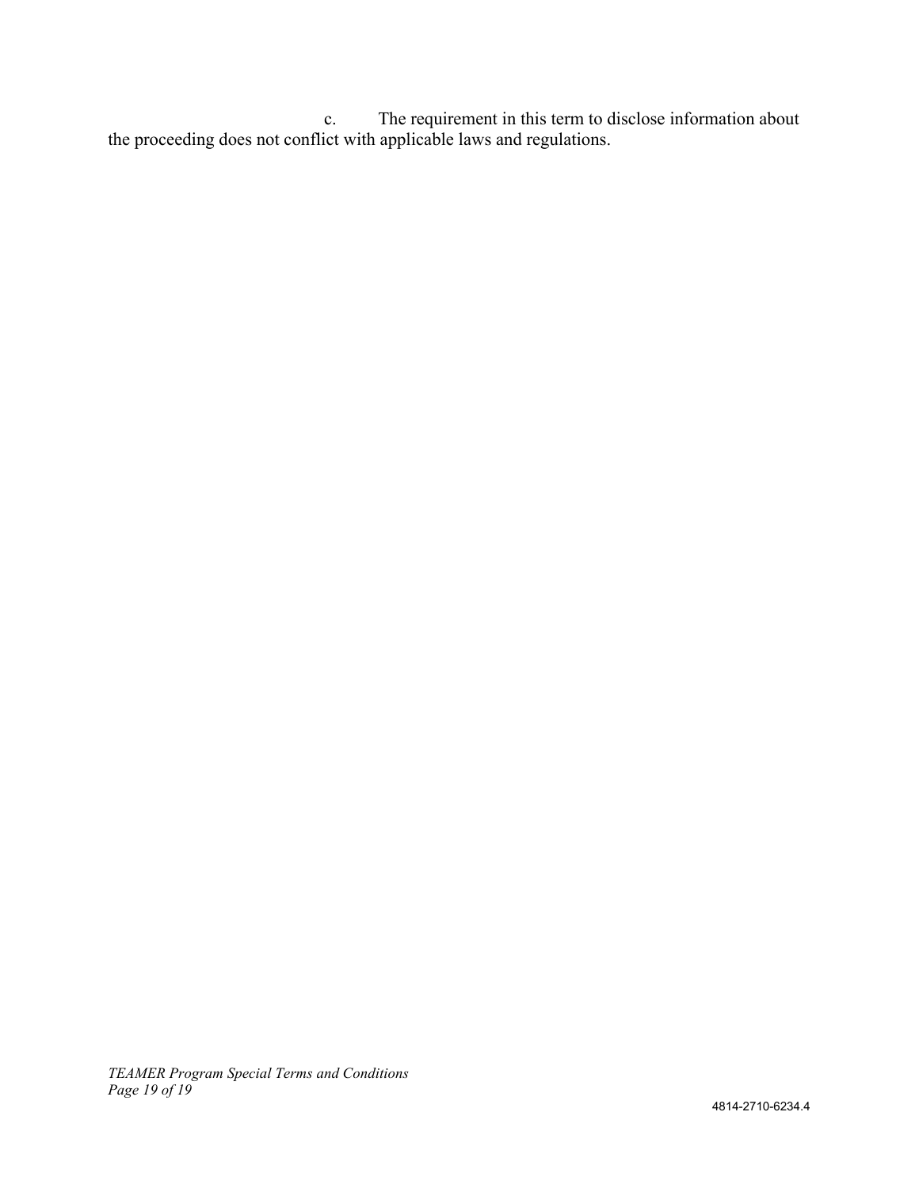c. The requirement in this term to disclose information about the proceeding does not conflict with applicable laws and regulations.